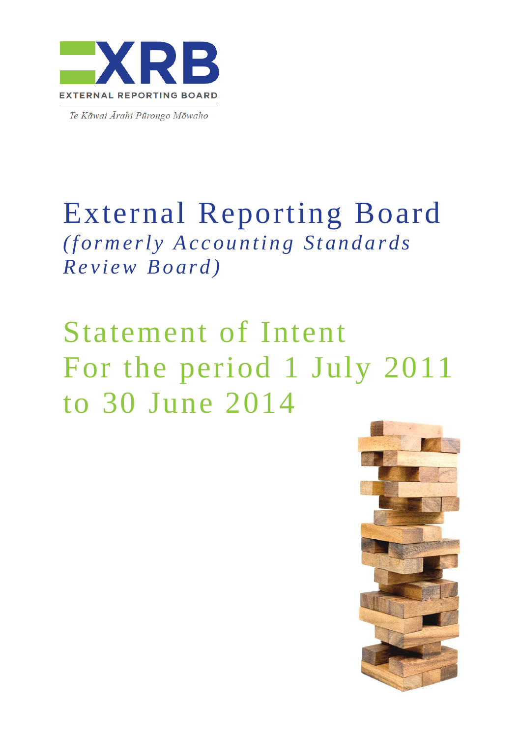EXTERNAL REPORTING BOARD

*Te Kāwai Ārahi Pūrongo Mōwaho*

# External Reporting Board

*(formerly Accounting Standards Review Board)*

# Statement of Intent For the period 1 July 2011 to 30 June 2014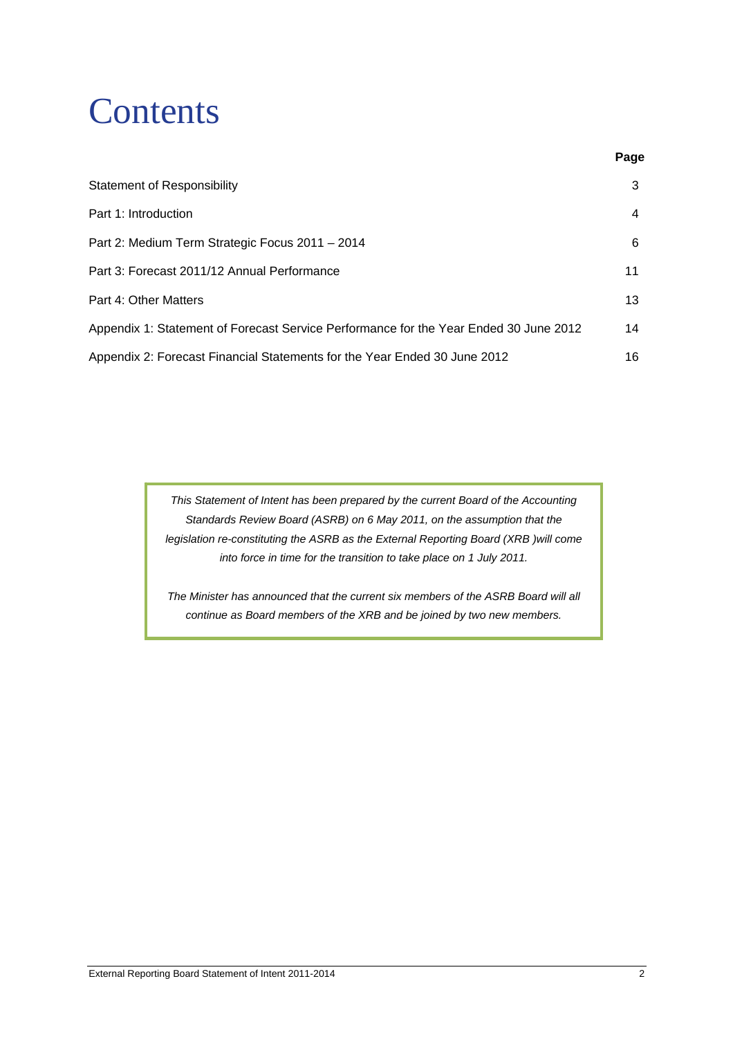# Contents

| | Page |
|---|---|
| Statement of Responsibility | 3 |
| Part 1: Introduction | 4 |
| Part 2: Medium Term Strategic Focus 2011 – 2014 | 6 |
| Part 3: Forecast 2011/12 Annual Performance | 11 |
| Part 4: Other Matters | 13 |
| Appendix 1: Statement of Forecast Service Performance for the Year Ended 30 June 2012 | 14 |
| Appendix 2: Forecast Financial Statements for the Year Ended 30 June 2012 | 16 |

*This Statement of Intent has been prepared by the current Board of the Accounting Standards Review Board (ASRB) on 6 May 2011, on the assumption that the legislation re-constituting the ASRB as the External Reporting Board (XRB )will come into force in time for the transition to take place on 1 July 2011.*

*The Minister has announced that the current six members of the ASRB Board will all continue as Board members of the XRB and be joined by two new members.*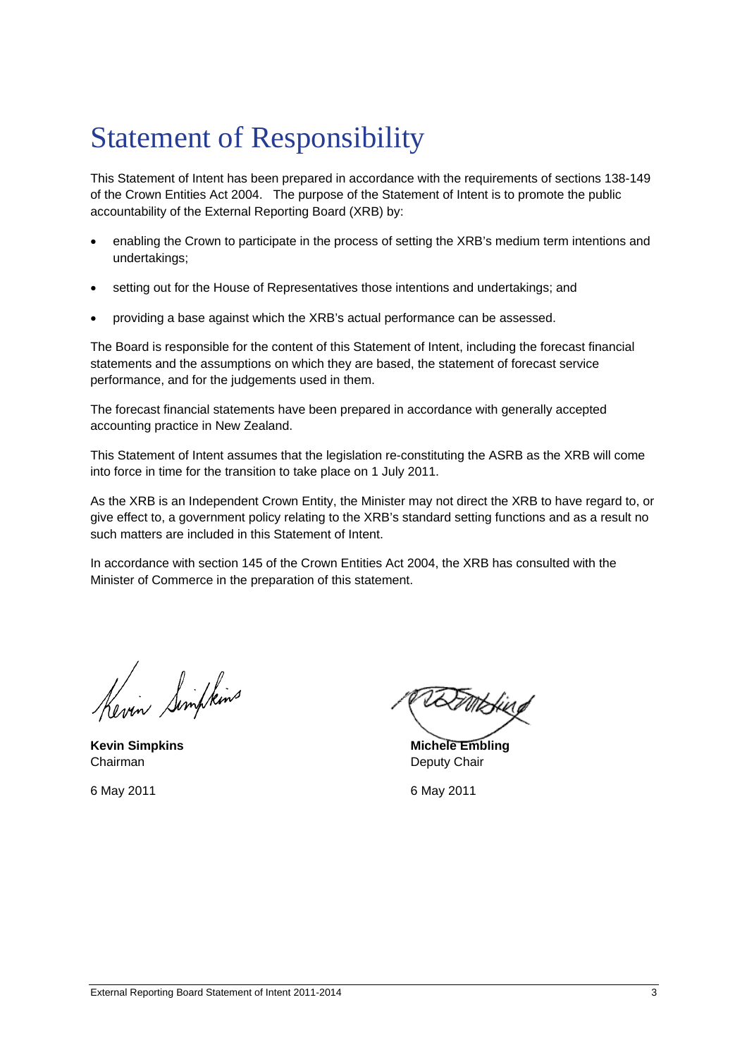# Statement of Responsibility

This Statement of Intent has been prepared in accordance with the requirements of sections 138-149 of the Crown Entities Act 2004. The purpose of the Statement of Intent is to promote the public accountability of the External Reporting Board (XRB) by:

- enabling the Crown to participate in the process of setting the XRB's medium term intentions and undertakings;
- setting out for the House of Representatives those intentions and undertakings; and
- providing a base against which the XRB's actual performance can be assessed.

The Board is responsible for the content of this Statement of Intent, including the forecast financial statements and the assumptions on which they are based, the statement of forecast service performance, and for the judgements used in them.

The forecast financial statements have been prepared in accordance with generally accepted accounting practice in New Zealand.

This Statement of Intent assumes that the legislation re-constituting the ASRB as the XRB will come into force in time for the transition to take place on 1 July 2011.

As the XRB is an Independent Crown Entity, the Minister may not direct the XRB to have regard to, or give effect to, a government policy relating to the XRB's standard setting functions and as a result no such matters are included in this Statement of Intent.

In accordance with section 145 of the Crown Entities Act 2004, the XRB has consulted with the Minister of Commerce in the preparation of this statement.

**Kevin Simpkins**
Chairman

6 May 2011

**Michele Embling**
Deputy Chair

6 May 2011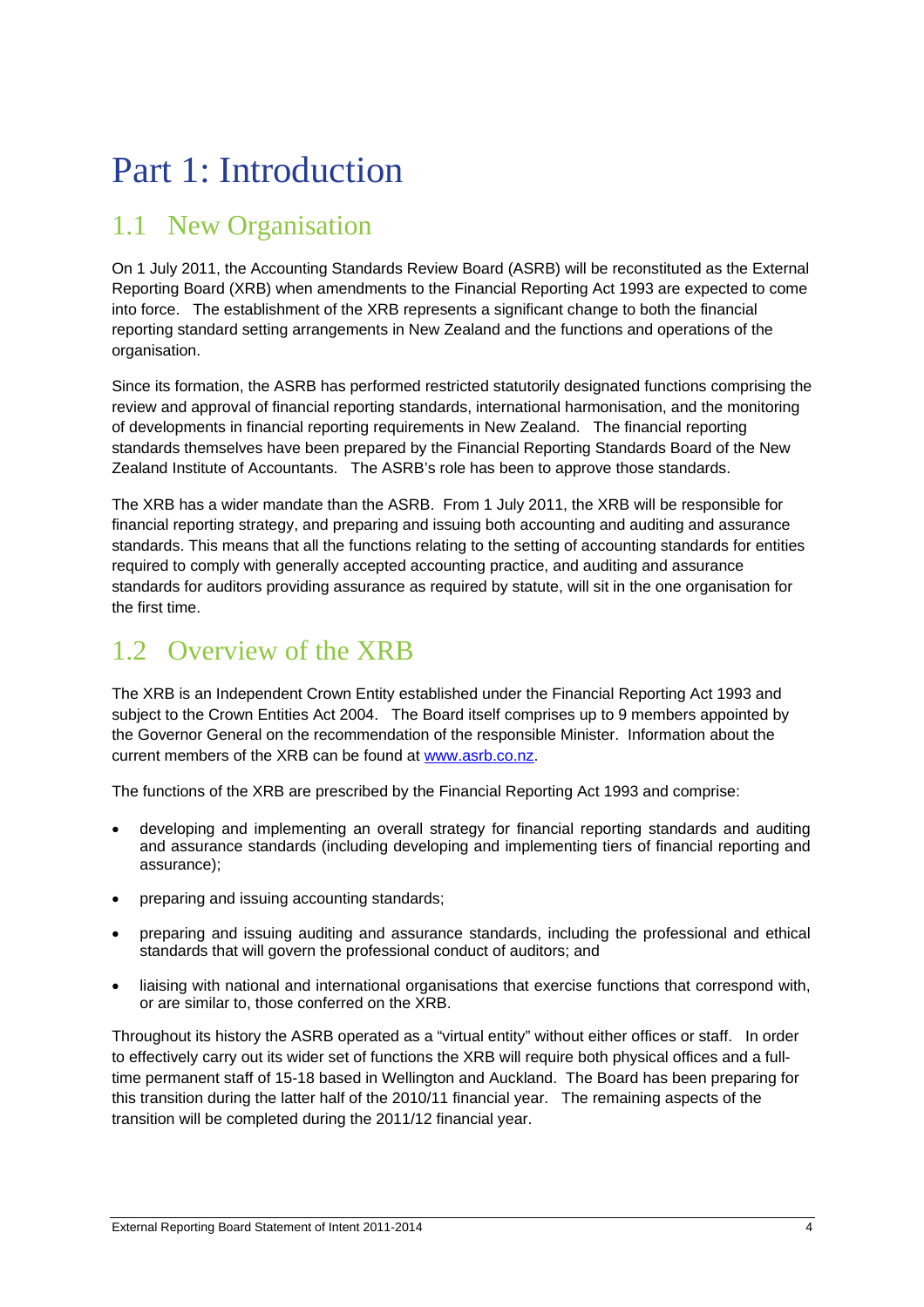# Part 1: Introduction

## 1.1 New Organisation

On 1 July 2011, the Accounting Standards Review Board (ASRB) will be reconstituted as the External Reporting Board (XRB) when amendments to the Financial Reporting Act 1993 are expected to come into force. The establishment of the XRB represents a significant change to both the financial reporting standard setting arrangements in New Zealand and the functions and operations of the organisation.

Since its formation, the ASRB has performed restricted statutorily designated functions comprising the review and approval of financial reporting standards, international harmonisation, and the monitoring of developments in financial reporting requirements in New Zealand. The financial reporting standards themselves have been prepared by the Financial Reporting Standards Board of the New Zealand Institute of Accountants. The ASRB's role has been to approve those standards.

The XRB has a wider mandate than the ASRB. From 1 July 2011, the XRB will be responsible for financial reporting strategy, and preparing and issuing both accounting and auditing and assurance standards. This means that all the functions relating to the setting of accounting standards for entities required to comply with generally accepted accounting practice, and auditing and assurance standards for auditors providing assurance as required by statute, will sit in the one organisation for the first time.

## 1.2 Overview of the XRB

The XRB is an Independent Crown Entity established under the Financial Reporting Act 1993 and subject to the Crown Entities Act 2004. The Board itself comprises up to 9 members appointed by the Governor General on the recommendation of the responsible Minister. Information about the current members of the XRB can be found at [www.asrb.co.nz](http://www.asrb.co.nz).

The functions of the XRB are prescribed by the Financial Reporting Act 1993 and comprise:

- developing and implementing an overall strategy for financial reporting standards and auditing and assurance standards (including developing and implementing tiers of financial reporting and assurance);
- preparing and issuing accounting standards;
- preparing and issuing auditing and assurance standards, including the professional and ethical standards that will govern the professional conduct of auditors; and
- liaising with national and international organisations that exercise functions that correspond with, or are similar to, those conferred on the XRB.

Throughout its history the ASRB operated as a "virtual entity" without either offices or staff. In order to effectively carry out its wider set of functions the XRB will require both physical offices and a full-time permanent staff of 15-18 based in Wellington and Auckland. The Board has been preparing for this transition during the latter half of the 2010/11 financial year. The remaining aspects of the transition will be completed during the 2011/12 financial year.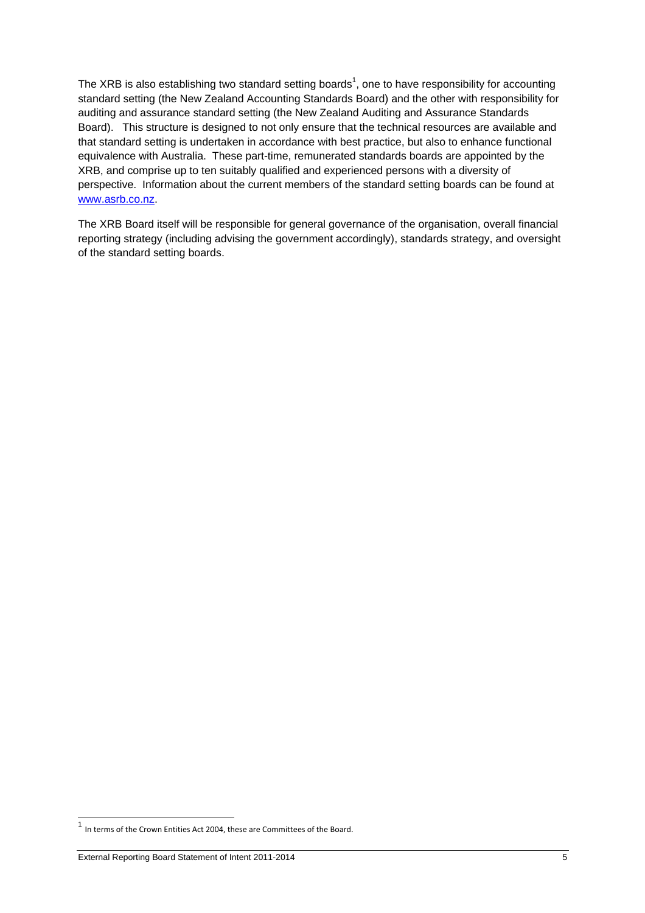The XRB is also establishing two standard setting boards[1], one to have responsibility for accounting standard setting (the New Zealand Accounting Standards Board) and the other with responsibility for auditing and assurance standard setting (the New Zealand Auditing and Assurance Standards Board). This structure is designed to not only ensure that the technical resources are available and that standard setting is undertaken in accordance with best practice, but also to enhance functional equivalence with Australia. These part-time, remunerated standards boards are appointed by the XRB, and comprise up to ten suitably qualified and experienced persons with a diversity of perspective. Information about the current members of the standard setting boards can be found at [www.asrb.co.nz](http://www.asrb.co.nz).

The XRB Board itself will be responsible for general governance of the organisation, overall financial reporting strategy (including advising the government accordingly), standards strategy, and oversight of the standard setting boards.

---

[1] In terms of the Crown Entities Act 2004, these are Committees of the Board.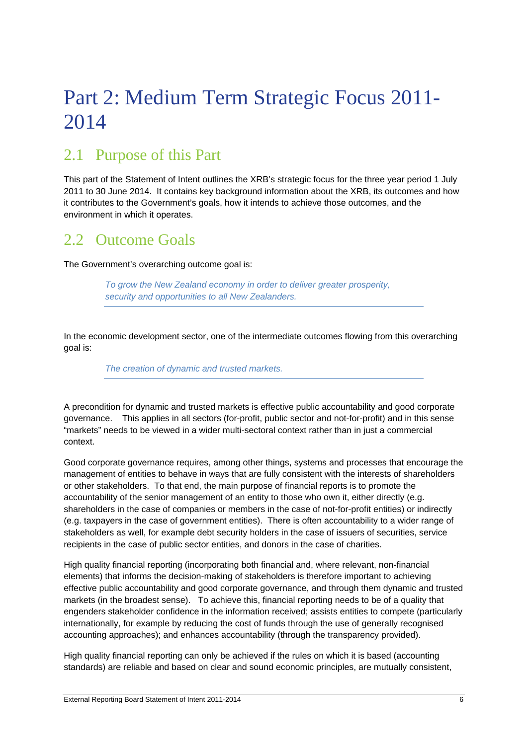# Part 2: Medium Term Strategic Focus 2011-2014

## 2.1 Purpose of this Part

This part of the Statement of Intent outlines the XRB's strategic focus for the three year period 1 July 2011 to 30 June 2014. It contains key background information about the XRB, its outcomes and how it contributes to the Government's goals, how it intends to achieve those outcomes, and the environment in which it operates.

## 2.2 Outcome Goals

The Government's overarching outcome goal is:

> *To grow the New Zealand economy in order to deliver greater prosperity, security and opportunities to all New Zealanders.*

In the economic development sector, one of the intermediate outcomes flowing from this overarching goal is:

> *The creation of dynamic and trusted markets.*

A precondition for dynamic and trusted markets is effective public accountability and good corporate governance. This applies in all sectors (for-profit, public sector and not-for-profit) and in this sense "markets" needs to be viewed in a wider multi-sectoral context rather than in just a commercial context.

Good corporate governance requires, among other things, systems and processes that encourage the management of entities to behave in ways that are fully consistent with the interests of shareholders or other stakeholders. To that end, the main purpose of financial reports is to promote the accountability of the senior management of an entity to those who own it, either directly (e.g. shareholders in the case of companies or members in the case of not-for-profit entities) or indirectly (e.g. taxpayers in the case of government entities). There is often accountability to a wider range of stakeholders as well, for example debt security holders in the case of issuers of securities, service recipients in the case of public sector entities, and donors in the case of charities.

High quality financial reporting (incorporating both financial and, where relevant, non-financial elements) that informs the decision-making of stakeholders is therefore important to achieving effective public accountability and good corporate governance, and through them dynamic and trusted markets (in the broadest sense). To achieve this, financial reporting needs to be of a quality that engenders stakeholder confidence in the information received; assists entities to compete (particularly internationally, for example by reducing the cost of funds through the use of generally recognised accounting approaches); and enhances accountability (through the transparency provided).

High quality financial reporting can only be achieved if the rules on which it is based (accounting standards) are reliable and based on clear and sound economic principles, are mutually consistent,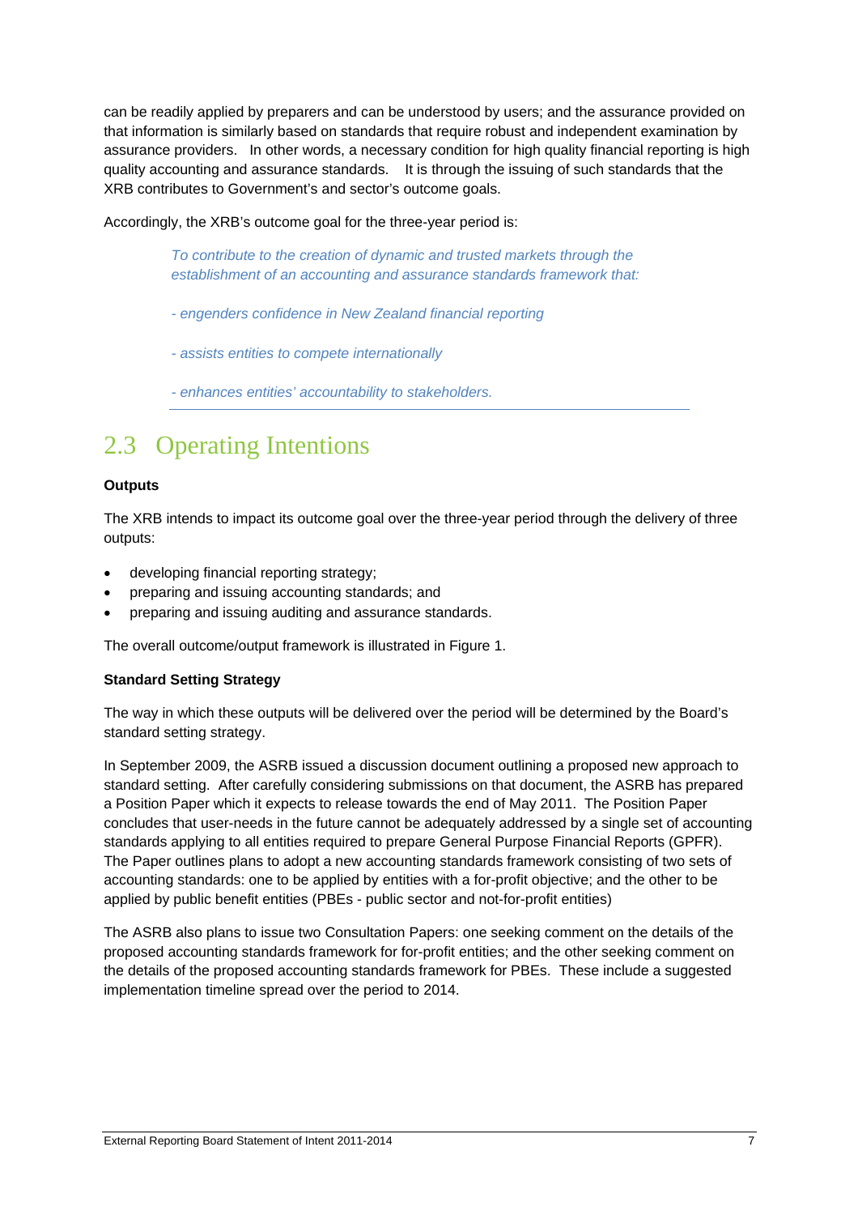can be readily applied by preparers and can be understood by users; and the assurance provided on that information is similarly based on standards that require robust and independent examination by assurance providers. In other words, a necessary condition for high quality financial reporting is high quality accounting and assurance standards. It is through the issuing of such standards that the XRB contributes to Government's and sector's outcome goals.

Accordingly, the XRB's outcome goal for the three-year period is:

> *To contribute to the creation of dynamic and trusted markets through the establishment of an accounting and assurance standards framework that:*
>
> *- engenders confidence in New Zealand financial reporting*
>
> *- assists entities to compete internationally*
>
> *- enhances entities' accountability to stakeholders.*

## 2.3 Operating Intentions

**Outputs**

The XRB intends to impact its outcome goal over the three-year period through the delivery of three outputs:

- developing financial reporting strategy;
- preparing and issuing accounting standards; and
- preparing and issuing auditing and assurance standards.

The overall outcome/output framework is illustrated in Figure 1.

**Standard Setting Strategy**

The way in which these outputs will be delivered over the period will be determined by the Board's standard setting strategy.

In September 2009, the ASRB issued a discussion document outlining a proposed new approach to standard setting. After carefully considering submissions on that document, the ASRB has prepared a Position Paper which it expects to release towards the end of May 2011. The Position Paper concludes that user-needs in the future cannot be adequately addressed by a single set of accounting standards applying to all entities required to prepare General Purpose Financial Reports (GPFR). The Paper outlines plans to adopt a new accounting standards framework consisting of two sets of accounting standards: one to be applied by entities with a for-profit objective; and the other to be applied by public benefit entities (PBEs - public sector and not-for-profit entities)

The ASRB also plans to issue two Consultation Papers: one seeking comment on the details of the proposed accounting standards framework for for-profit entities; and the other seeking comment on the details of the proposed accounting standards framework for PBEs. These include a suggested implementation timeline spread over the period to 2014.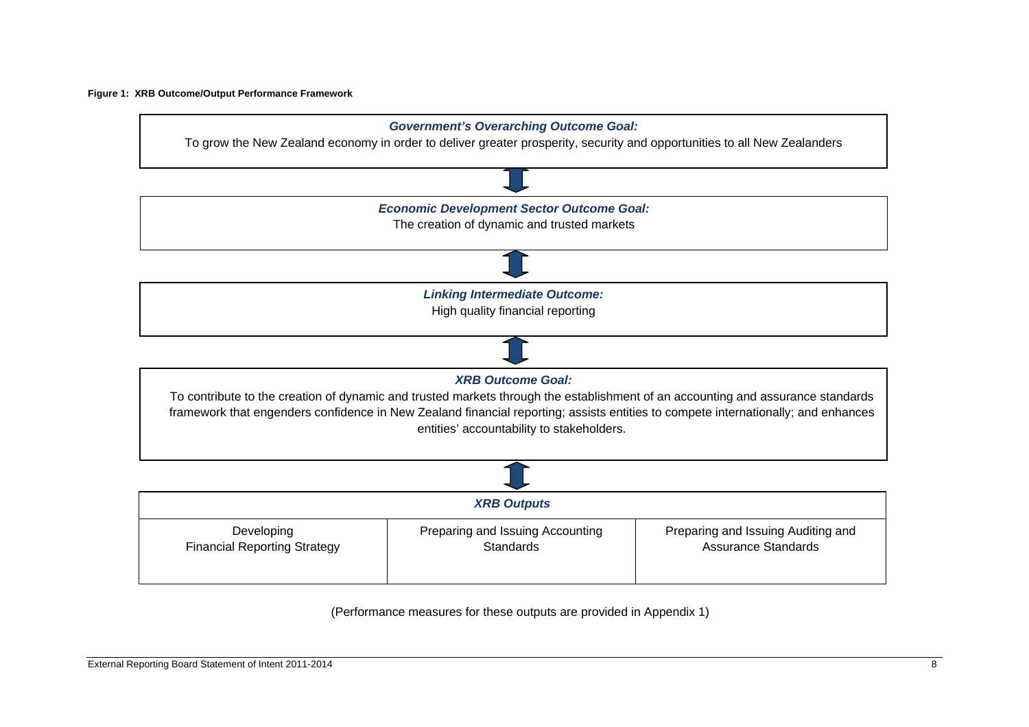**Figure 1: XRB Outcome/Output Performance Framework**

***Government's Overarching Outcome Goal:***

To grow the New Zealand economy in order to deliver greater prosperity, security and opportunities to all New Zealanders

↕

***Economic Development Sector Outcome Goal:***

The creation of dynamic and trusted markets

↕

***Linking Intermediate Outcome:***

High quality financial reporting

↕

***XRB Outcome Goal:***

To contribute to the creation of dynamic and trusted markets through the establishment of an accounting and assurance standards framework that engenders confidence in New Zealand financial reporting; assists entities to compete internationally; and enhances entities' accountability to stakeholders.

↕

| ***XRB Outputs*** | | |
|---|---|---|
| Developing Financial Reporting Strategy | Preparing and Issuing Accounting Standards | Preparing and Issuing Auditing and Assurance Standards |

(Performance measures for these outputs are provided in Appendix 1)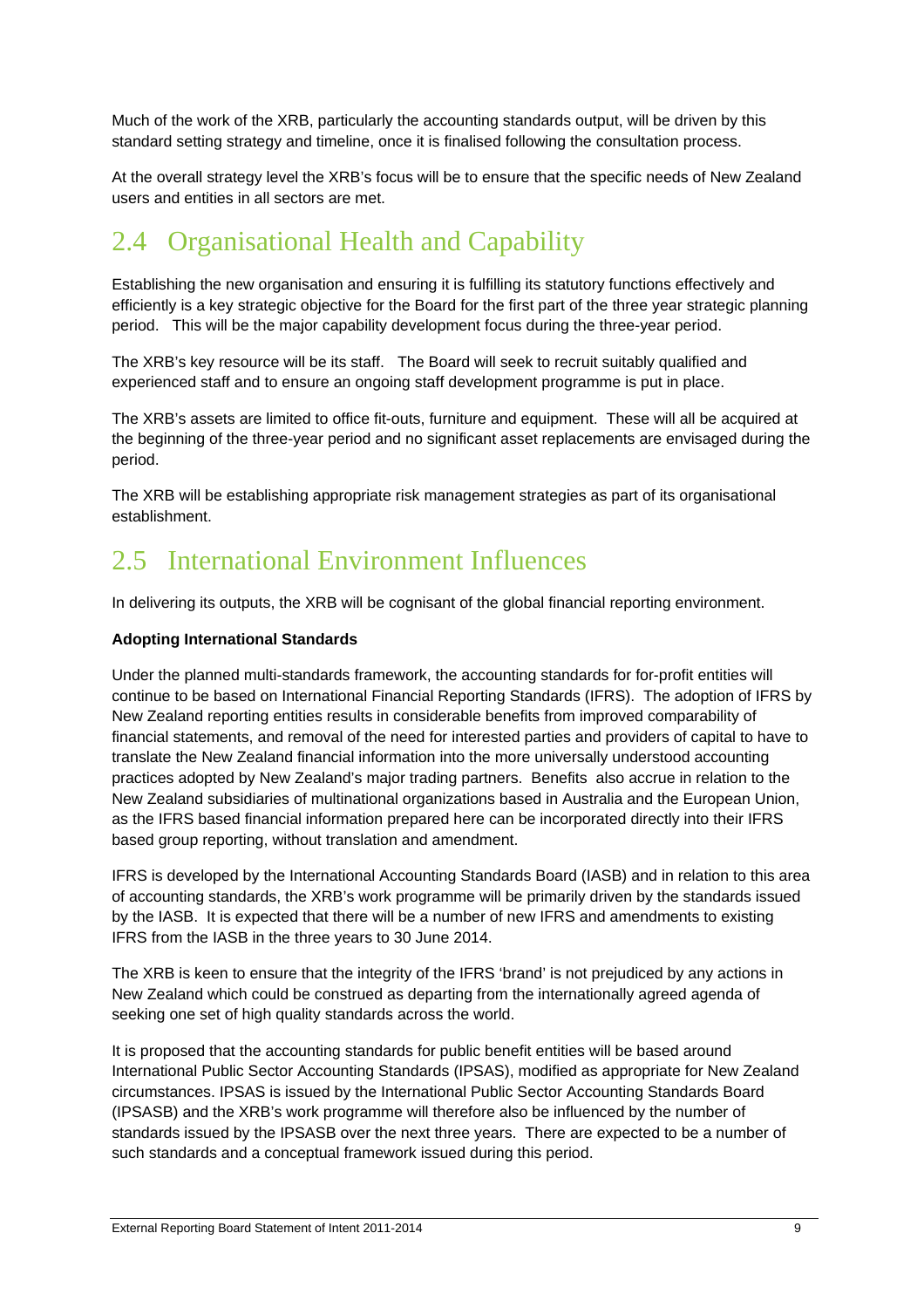Much of the work of the XRB, particularly the accounting standards output, will be driven by this standard setting strategy and timeline, once it is finalised following the consultation process.

At the overall strategy level the XRB's focus will be to ensure that the specific needs of New Zealand users and entities in all sectors are met.

## 2.4 Organisational Health and Capability

Establishing the new organisation and ensuring it is fulfilling its statutory functions effectively and efficiently is a key strategic objective for the Board for the first part of the three year strategic planning period. This will be the major capability development focus during the three-year period.

The XRB's key resource will be its staff. The Board will seek to recruit suitably qualified and experienced staff and to ensure an ongoing staff development programme is put in place.

The XRB's assets are limited to office fit-outs, furniture and equipment. These will all be acquired at the beginning of the three-year period and no significant asset replacements are envisaged during the period.

The XRB will be establishing appropriate risk management strategies as part of its organisational establishment.

## 2.5 International Environment Influences

In delivering its outputs, the XRB will be cognisant of the global financial reporting environment.

**Adopting International Standards**

Under the planned multi-standards framework, the accounting standards for for-profit entities will continue to be based on International Financial Reporting Standards (IFRS). The adoption of IFRS by New Zealand reporting entities results in considerable benefits from improved comparability of financial statements, and removal of the need for interested parties and providers of capital to have to translate the New Zealand financial information into the more universally understood accounting practices adopted by New Zealand's major trading partners. Benefits also accrue in relation to the New Zealand subsidiaries of multinational organizations based in Australia and the European Union, as the IFRS based financial information prepared here can be incorporated directly into their IFRS based group reporting, without translation and amendment.

IFRS is developed by the International Accounting Standards Board (IASB) and in relation to this area of accounting standards, the XRB's work programme will be primarily driven by the standards issued by the IASB. It is expected that there will be a number of new IFRS and amendments to existing IFRS from the IASB in the three years to 30 June 2014.

The XRB is keen to ensure that the integrity of the IFRS 'brand' is not prejudiced by any actions in New Zealand which could be construed as departing from the internationally agreed agenda of seeking one set of high quality standards across the world.

It is proposed that the accounting standards for public benefit entities will be based around International Public Sector Accounting Standards (IPSAS), modified as appropriate for New Zealand circumstances. IPSAS is issued by the International Public Sector Accounting Standards Board (IPSASB) and the XRB's work programme will therefore also be influenced by the number of standards issued by the IPSASB over the next three years. There are expected to be a number of such standards and a conceptual framework issued during this period.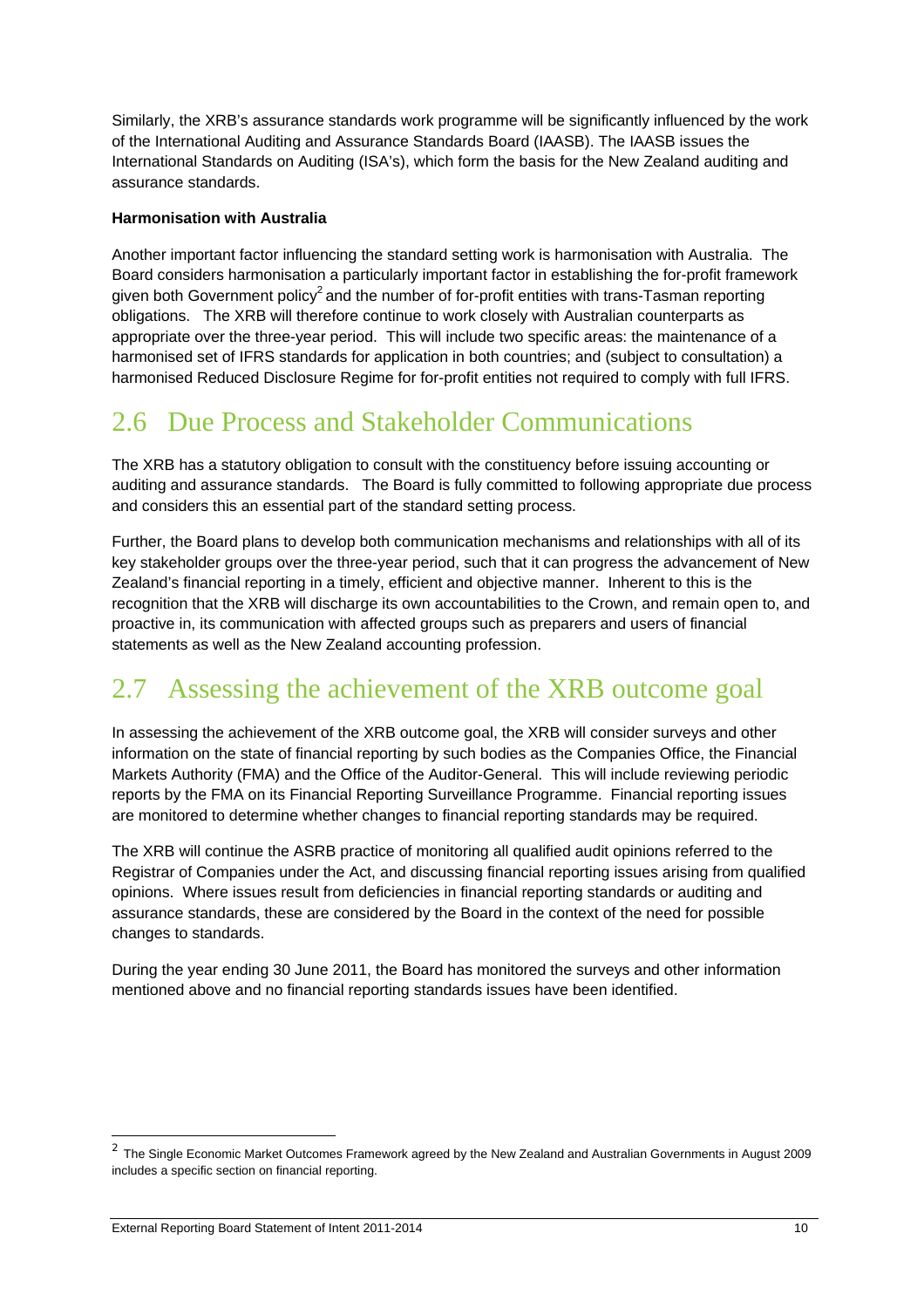Similarly, the XRB's assurance standards work programme will be significantly influenced by the work of the International Auditing and Assurance Standards Board (IAASB). The IAASB issues the International Standards on Auditing (ISA's), which form the basis for the New Zealand auditing and assurance standards.

**Harmonisation with Australia**

Another important factor influencing the standard setting work is harmonisation with Australia. The Board considers harmonisation a particularly important factor in establishing the for-profit framework given both Government policy[2] and the number of for-profit entities with trans-Tasman reporting obligations. The XRB will therefore continue to work closely with Australian counterparts as appropriate over the three-year period. This will include two specific areas: the maintenance of a harmonised set of IFRS standards for application in both countries; and (subject to consultation) a harmonised Reduced Disclosure Regime for for-profit entities not required to comply with full IFRS.

## 2.6 Due Process and Stakeholder Communications

The XRB has a statutory obligation to consult with the constituency before issuing accounting or auditing and assurance standards. The Board is fully committed to following appropriate due process and considers this an essential part of the standard setting process.

Further, the Board plans to develop both communication mechanisms and relationships with all of its key stakeholder groups over the three-year period, such that it can progress the advancement of New Zealand's financial reporting in a timely, efficient and objective manner. Inherent to this is the recognition that the XRB will discharge its own accountabilities to the Crown, and remain open to, and proactive in, its communication with affected groups such as preparers and users of financial statements as well as the New Zealand accounting profession.

## 2.7 Assessing the achievement of the XRB outcome goal

In assessing the achievement of the XRB outcome goal, the XRB will consider surveys and other information on the state of financial reporting by such bodies as the Companies Office, the Financial Markets Authority (FMA) and the Office of the Auditor-General. This will include reviewing periodic reports by the FMA on its Financial Reporting Surveillance Programme. Financial reporting issues are monitored to determine whether changes to financial reporting standards may be required.

The XRB will continue the ASRB practice of monitoring all qualified audit opinions referred to the Registrar of Companies under the Act, and discussing financial reporting issues arising from qualified opinions. Where issues result from deficiencies in financial reporting standards or auditing and assurance standards, these are considered by the Board in the context of the need for possible changes to standards.

During the year ending 30 June 2011, the Board has monitored the surveys and other information mentioned above and no financial reporting standards issues have been identified.

---

[2] The Single Economic Market Outcomes Framework agreed by the New Zealand and Australian Governments in August 2009 includes a specific section on financial reporting.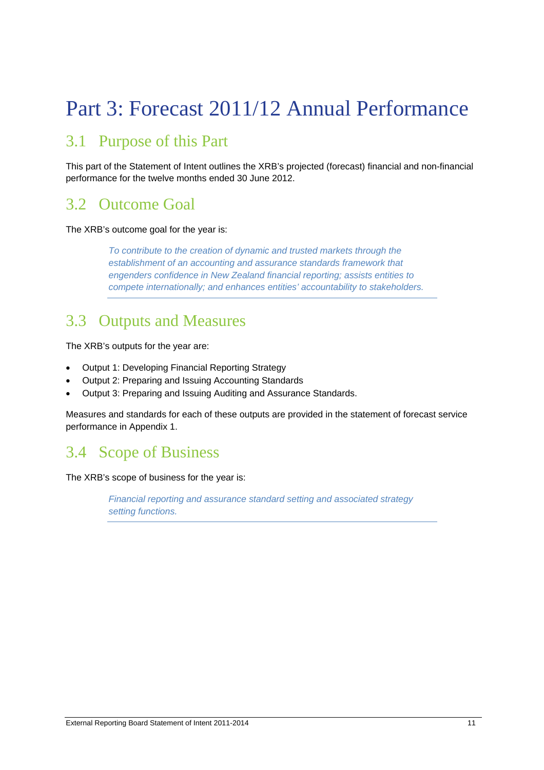# Part 3: Forecast 2011/12 Annual Performance

## 3.1 Purpose of this Part

This part of the Statement of Intent outlines the XRB's projected (forecast) financial and non-financial performance for the twelve months ended 30 June 2012.

## 3.2 Outcome Goal

The XRB's outcome goal for the year is:

> *To contribute to the creation of dynamic and trusted markets through the establishment of an accounting and assurance standards framework that engenders confidence in New Zealand financial reporting; assists entities to compete internationally; and enhances entities' accountability to stakeholders.*

## 3.3 Outputs and Measures

The XRB's outputs for the year are:

- Output 1: Developing Financial Reporting Strategy
- Output 2: Preparing and Issuing Accounting Standards
- Output 3: Preparing and Issuing Auditing and Assurance Standards.

Measures and standards for each of these outputs are provided in the statement of forecast service performance in Appendix 1.

## 3.4 Scope of Business

The XRB's scope of business for the year is:

> *Financial reporting and assurance standard setting and associated strategy setting functions.*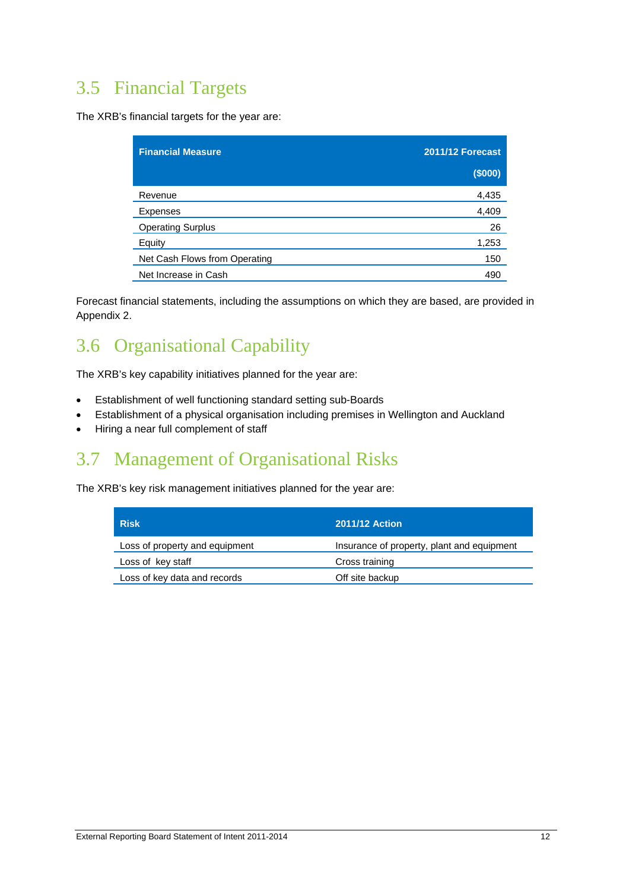## 3.5 Financial Targets

The XRB's financial targets for the year are:

| Financial Measure | 2011/12 Forecast ($000) |
|---|---|
| Revenue | 4,435 |
| Expenses | 4,409 |
| Operating Surplus | 26 |
| Equity | 1,253 |
| Net Cash Flows from Operating | 150 |
| Net Increase in Cash | 490 |

Forecast financial statements, including the assumptions on which they are based, are provided in Appendix 2.

## 3.6 Organisational Capability

The XRB's key capability initiatives planned for the year are:

- Establishment of well functioning standard setting sub-Boards
- Establishment of a physical organisation including premises in Wellington and Auckland
- Hiring a near full complement of staff

## 3.7 Management of Organisational Risks

The XRB's key risk management initiatives planned for the year are:

| Risk | 2011/12 Action |
|---|---|
| Loss of property and equipment | Insurance of property, plant and equipment |
| Loss of key staff | Cross training |
| Loss of key data and records | Off site backup |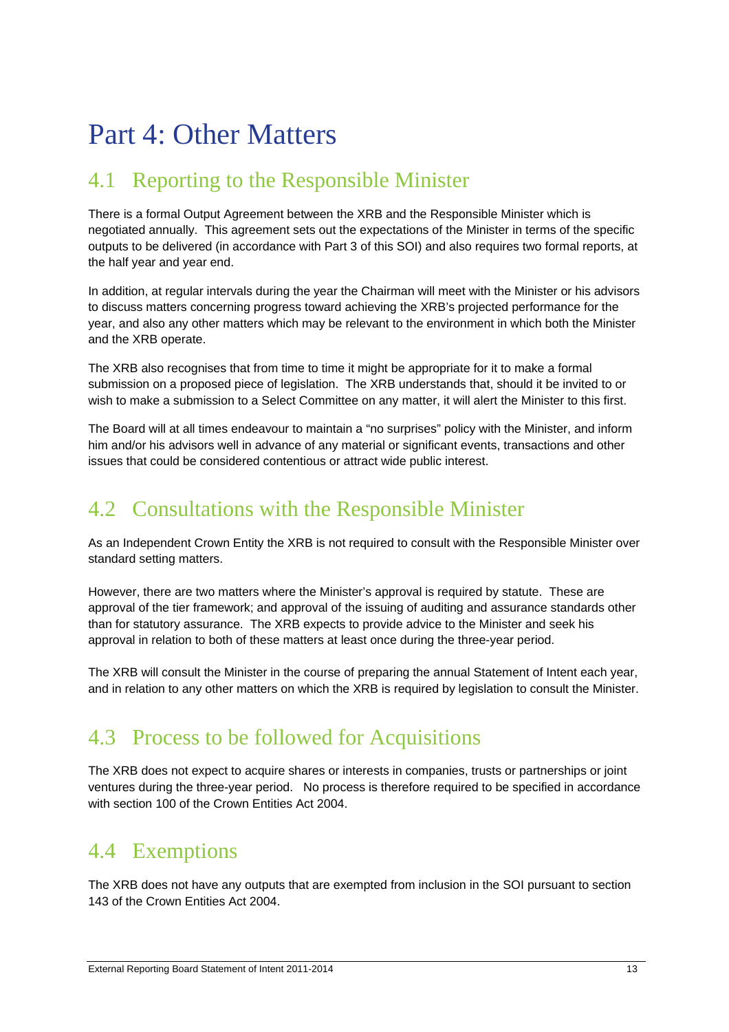# Part 4: Other Matters

## 4.1 Reporting to the Responsible Minister

There is a formal Output Agreement between the XRB and the Responsible Minister which is negotiated annually. This agreement sets out the expectations of the Minister in terms of the specific outputs to be delivered (in accordance with Part 3 of this SOI) and also requires two formal reports, at the half year and year end.

In addition, at regular intervals during the year the Chairman will meet with the Minister or his advisors to discuss matters concerning progress toward achieving the XRB's projected performance for the year, and also any other matters which may be relevant to the environment in which both the Minister and the XRB operate.

The XRB also recognises that from time to time it might be appropriate for it to make a formal submission on a proposed piece of legislation. The XRB understands that, should it be invited to or wish to make a submission to a Select Committee on any matter, it will alert the Minister to this first.

The Board will at all times endeavour to maintain a "no surprises" policy with the Minister, and inform him and/or his advisors well in advance of any material or significant events, transactions and other issues that could be considered contentious or attract wide public interest.

## 4.2 Consultations with the Responsible Minister

As an Independent Crown Entity the XRB is not required to consult with the Responsible Minister over standard setting matters.

However, there are two matters where the Minister's approval is required by statute. These are approval of the tier framework; and approval of the issuing of auditing and assurance standards other than for statutory assurance. The XRB expects to provide advice to the Minister and seek his approval in relation to both of these matters at least once during the three-year period.

The XRB will consult the Minister in the course of preparing the annual Statement of Intent each year, and in relation to any other matters on which the XRB is required by legislation to consult the Minister.

## 4.3 Process to be followed for Acquisitions

The XRB does not expect to acquire shares or interests in companies, trusts or partnerships or joint ventures during the three-year period. No process is therefore required to be specified in accordance with section 100 of the Crown Entities Act 2004.

## 4.4 Exemptions

The XRB does not have any outputs that are exempted from inclusion in the SOI pursuant to section 143 of the Crown Entities Act 2004.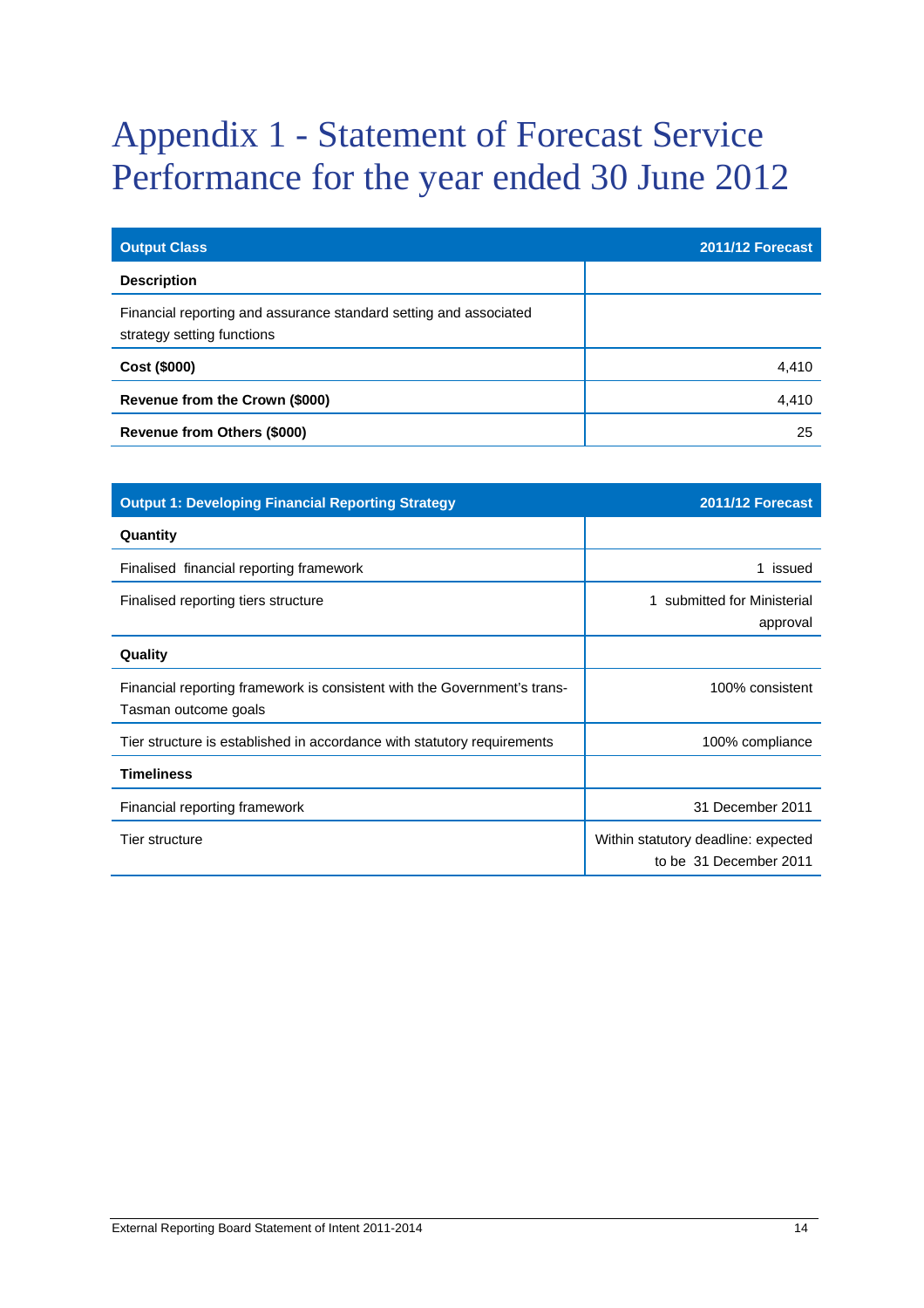# Appendix 1 - Statement of Forecast Service Performance for the year ended 30 June 2012

| Output Class | 2011/12 Forecast |
|---|---|
| **Description** | |
| Financial reporting and assurance standard setting and associated strategy setting functions | |
| **Cost ($000)** | 4,410 |
| **Revenue from the Crown ($000)** | 4,410 |
| **Revenue from Others ($000)** | 25 |

| Output 1: Developing Financial Reporting Strategy | 2011/12 Forecast |
|---|---|
| **Quantity** | |
| Finalised financial reporting framework | 1 issued |
| Finalised reporting tiers structure | 1 submitted for Ministerial approval |
| **Quality** | |
| Financial reporting framework is consistent with the Government's trans-Tasman outcome goals | 100% consistent |
| Tier structure is established in accordance with statutory requirements | 100% compliance |
| **Timeliness** | |
| Financial reporting framework | 31 December 2011 |
| Tier structure | Within statutory deadline: expected to be 31 December 2011 |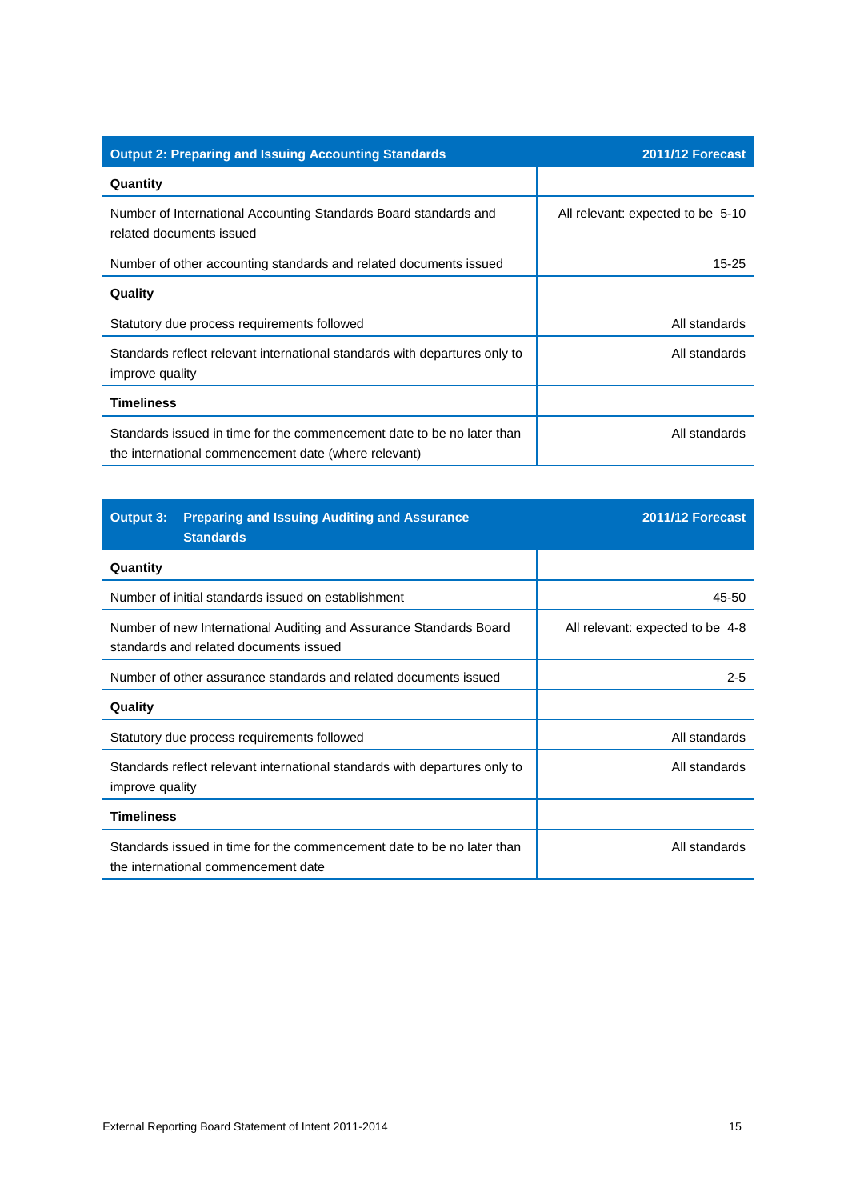| Output 2: Preparing and Issuing Accounting Standards | 2011/12 Forecast |
|---|---|
| **Quantity** | |
| Number of International Accounting Standards Board standards and related documents issued | All relevant: expected to be 5-10 |
| Number of other accounting standards and related documents issued | 15-25 |
| **Quality** | |
| Statutory due process requirements followed | All standards |
| Standards reflect relevant international standards with departures only to improve quality | All standards |
| **Timeliness** | |
| Standards issued in time for the commencement date to be no later than the international commencement date (where relevant) | All standards |

| Output 3: Preparing and Issuing Auditing and Assurance Standards | 2011/12 Forecast |
|---|---|
| **Quantity** | |
| Number of initial standards issued on establishment | 45-50 |
| Number of new International Auditing and Assurance Standards Board standards and related documents issued | All relevant: expected to be 4-8 |
| Number of other assurance standards and related documents issued | 2-5 |
| **Quality** | |
| Statutory due process requirements followed | All standards |
| Standards reflect relevant international standards with departures only to improve quality | All standards |
| **Timeliness** | |
| Standards issued in time for the commencement date to be no later than the international commencement date | All standards |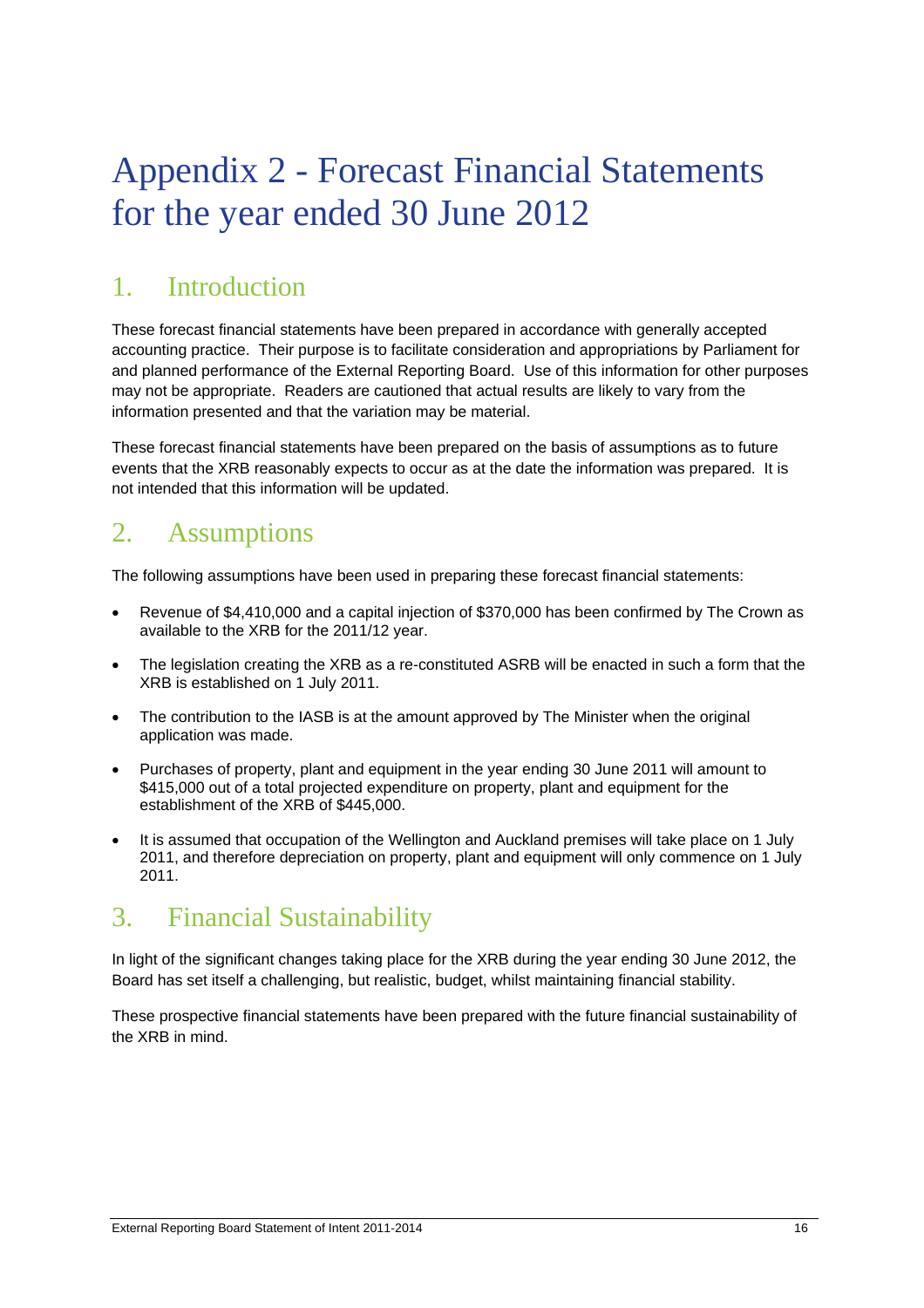# Appendix 2 - Forecast Financial Statements for the year ended 30 June 2012

## 1. Introduction

These forecast financial statements have been prepared in accordance with generally accepted accounting practice. Their purpose is to facilitate consideration and appropriations by Parliament for and planned performance of the External Reporting Board. Use of this information for other purposes may not be appropriate. Readers are cautioned that actual results are likely to vary from the information presented and that the variation may be material.

These forecast financial statements have been prepared on the basis of assumptions as to future events that the XRB reasonably expects to occur as at the date the information was prepared. It is not intended that this information will be updated.

## 2. Assumptions

The following assumptions have been used in preparing these forecast financial statements:

- Revenue of $4,410,000 and a capital injection of $370,000 has been confirmed by The Crown as available to the XRB for the 2011/12 year.
- The legislation creating the XRB as a re-constituted ASRB will be enacted in such a form that the XRB is established on 1 July 2011.
- The contribution to the IASB is at the amount approved by The Minister when the original application was made.
- Purchases of property, plant and equipment in the year ending 30 June 2011 will amount to $415,000 out of a total projected expenditure on property, plant and equipment for the establishment of the XRB of $445,000.
- It is assumed that occupation of the Wellington and Auckland premises will take place on 1 July 2011, and therefore depreciation on property, plant and equipment will only commence on 1 July 2011.

## 3. Financial Sustainability

In light of the significant changes taking place for the XRB during the year ending 30 June 2012, the Board has set itself a challenging, but realistic, budget, whilst maintaining financial stability.

These prospective financial statements have been prepared with the future financial sustainability of the XRB in mind.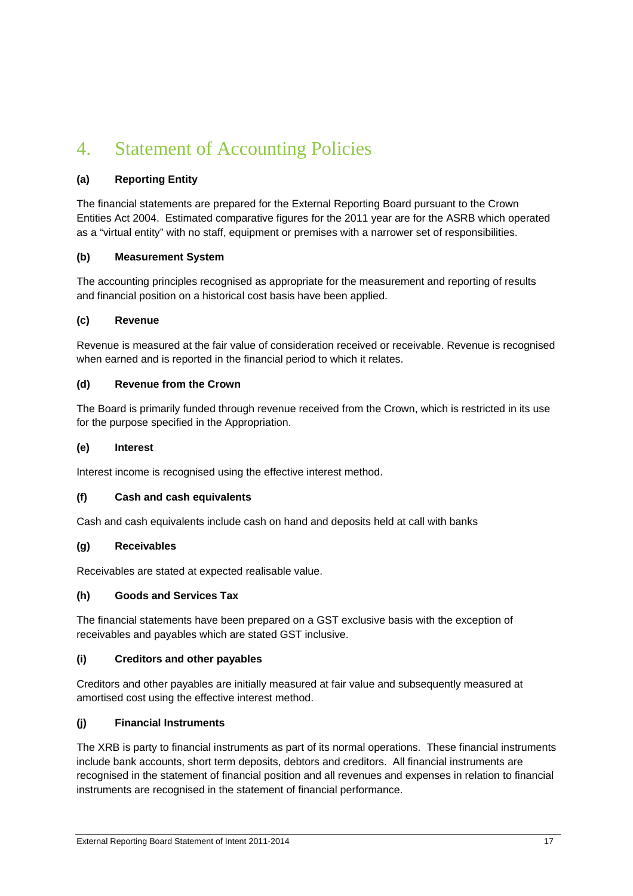# 4. Statement of Accounting Policies

**(a) Reporting Entity**

The financial statements are prepared for the External Reporting Board pursuant to the Crown Entities Act 2004. Estimated comparative figures for the 2011 year are for the ASRB which operated as a "virtual entity" with no staff, equipment or premises with a narrower set of responsibilities.

**(b) Measurement System**

The accounting principles recognised as appropriate for the measurement and reporting of results and financial position on a historical cost basis have been applied.

**(c) Revenue**

Revenue is measured at the fair value of consideration received or receivable. Revenue is recognised when earned and is reported in the financial period to which it relates.

**(d) Revenue from the Crown**

The Board is primarily funded through revenue received from the Crown, which is restricted in its use for the purpose specified in the Appropriation.

**(e) Interest**

Interest income is recognised using the effective interest method.

**(f) Cash and cash equivalents**

Cash and cash equivalents include cash on hand and deposits held at call with banks

**(g) Receivables**

Receivables are stated at expected realisable value.

**(h) Goods and Services Tax**

The financial statements have been prepared on a GST exclusive basis with the exception of receivables and payables which are stated GST inclusive.

**(i) Creditors and other payables**

Creditors and other payables are initially measured at fair value and subsequently measured at amortised cost using the effective interest method.

**(j) Financial Instruments**

The XRB is party to financial instruments as part of its normal operations. These financial instruments include bank accounts, short term deposits, debtors and creditors. All financial instruments are recognised in the statement of financial position and all revenues and expenses in relation to financial instruments are recognised in the statement of financial performance.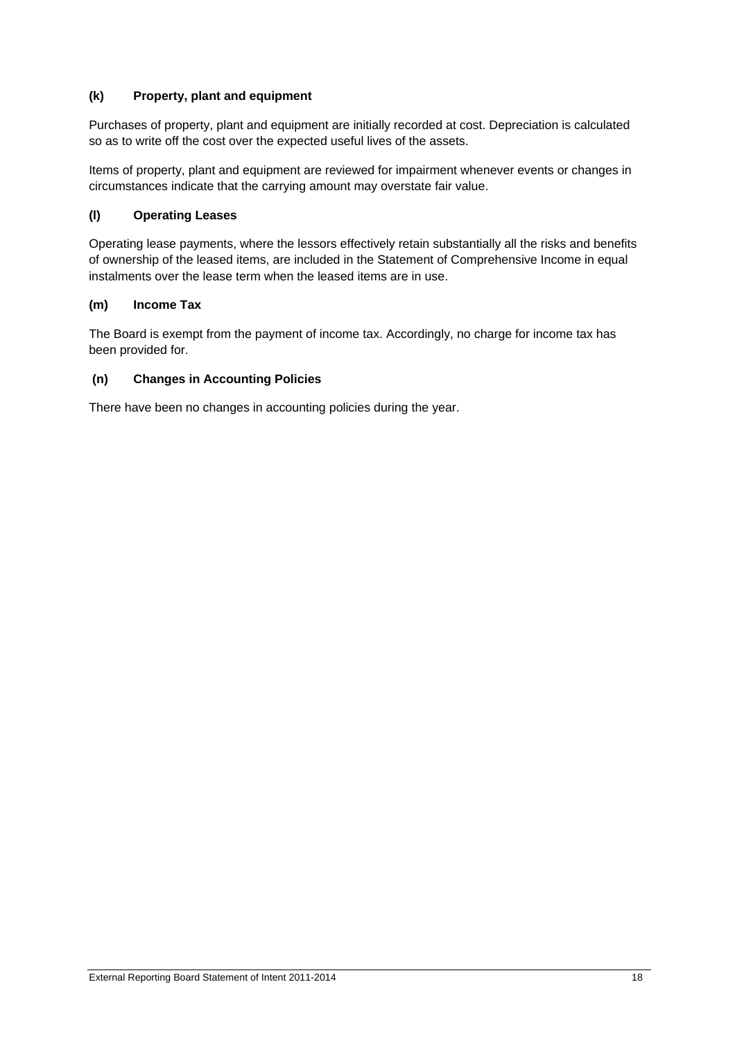### (k) Property, plant and equipment

Purchases of property, plant and equipment are initially recorded at cost. Depreciation is calculated so as to write off the cost over the expected useful lives of the assets.

Items of property, plant and equipment are reviewed for impairment whenever events or changes in circumstances indicate that the carrying amount may overstate fair value.

### (l) Operating Leases

Operating lease payments, where the lessors effectively retain substantially all the risks and benefits of ownership of the leased items, are included in the Statement of Comprehensive Income in equal instalments over the lease term when the leased items are in use.

### (m) Income Tax

The Board is exempt from the payment of income tax. Accordingly, no charge for income tax has been provided for.

### (n) Changes in Accounting Policies

There have been no changes in accounting policies during the year.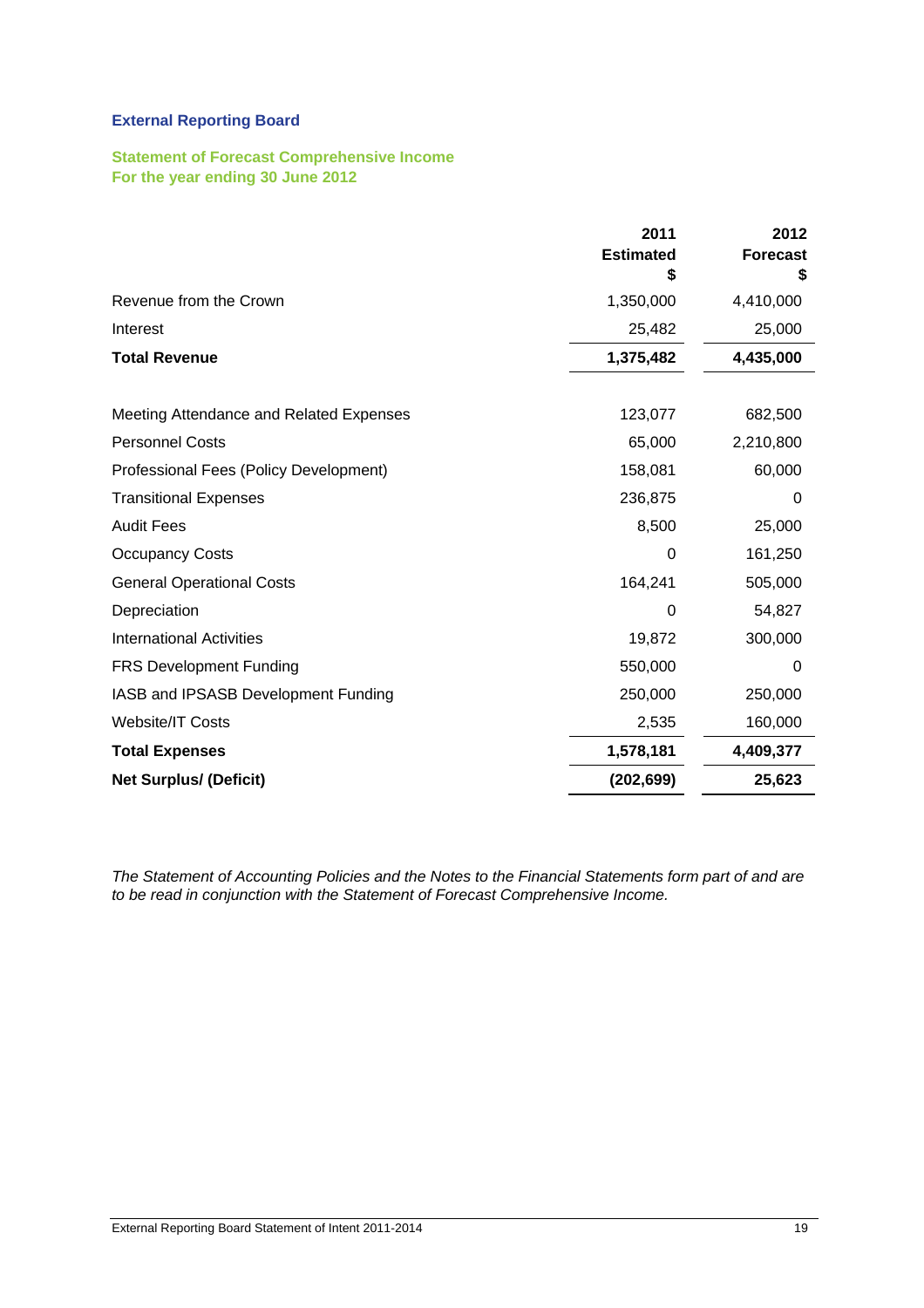## External Reporting Board

### Statement of Forecast Comprehensive Income
### For the year ending 30 June 2012

| | 2011 Estimated $ | 2012 Forecast $ |
|---|---|---|
| Revenue from the Crown | 1,350,000 | 4,410,000 |
| Interest | 25,482 | 25,000 |
| **Total Revenue** | **1,375,482** | **4,435,000** |
| | | |
| Meeting Attendance and Related Expenses | 123,077 | 682,500 |
| Personnel Costs | 65,000 | 2,210,800 |
| Professional Fees (Policy Development) | 158,081 | 60,000 |
| Transitional Expenses | 236,875 | 0 |
| Audit Fees | 8,500 | 25,000 |
| Occupancy Costs | 0 | 161,250 |
| General Operational Costs | 164,241 | 505,000 |
| Depreciation | 0 | 54,827 |
| International Activities | 19,872 | 300,000 |
| FRS Development Funding | 550,000 | 0 |
| IASB and IPSASB Development Funding | 250,000 | 250,000 |
| Website/IT Costs | 2,535 | 160,000 |
| **Total Expenses** | **1,578,181** | **4,409,377** |
| **Net Surplus/ (Deficit)** | **(202,699)** | **25,623** |

*The Statement of Accounting Policies and the Notes to the Financial Statements form part of and are to be read in conjunction with the Statement of Forecast Comprehensive Income.*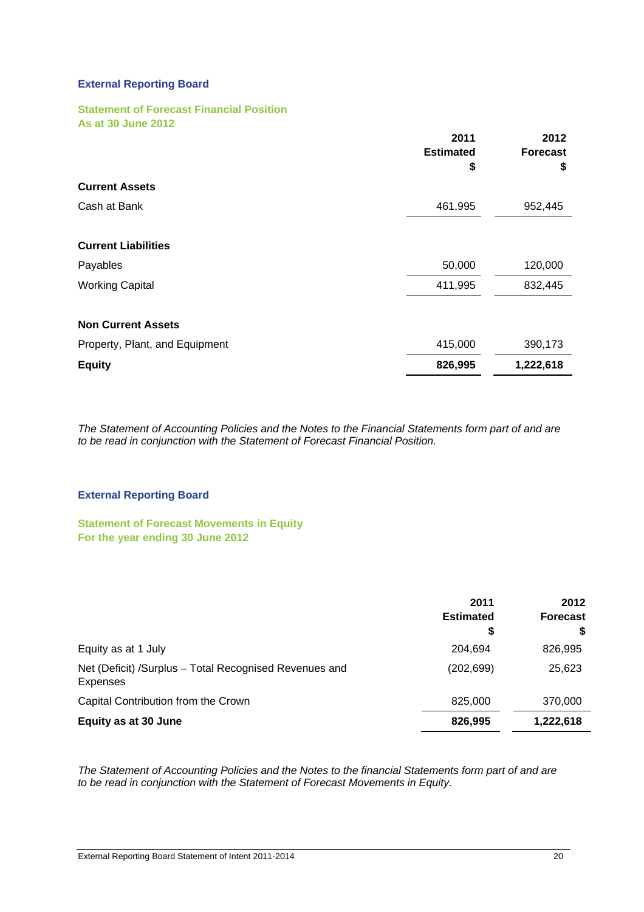**External Reporting Board**

**Statement of Forecast Financial Position**
**As at 30 June 2012**

| | 2011 Estimated $ | 2012 Forecast $ |
|---|---|---|
| **Current Assets** | | |
| Cash at Bank | 461,995 | 952,445 |
| **Current Liabilities** | | |
| Payables | 50,000 | 120,000 |
| Working Capital | 411,995 | 832,445 |
| **Non Current Assets** | | |
| Property, Plant, and Equipment | 415,000 | 390,173 |
| **Equity** | **826,995** | **1,222,618** |

*The Statement of Accounting Policies and the Notes to the Financial Statements form part of and are to be read in conjunction with the Statement of Forecast Financial Position.*

**External Reporting Board**

**Statement of Forecast Movements in Equity**
**For the year ending 30 June 2012**

| | 2011 Estimated $ | 2012 Forecast $ |
|---|---|---|
| Equity as at 1 July | 204,694 | 826,995 |
| Net (Deficit) /Surplus – Total Recognised Revenues and Expenses | (202,699) | 25,623 |
| Capital Contribution from the Crown | 825,000 | 370,000 |
| **Equity as at 30 June** | **826,995** | **1,222,618** |

*The Statement of Accounting Policies and the Notes to the financial Statements form part of and are to be read in conjunction with the Statement of Forecast Movements in Equity.*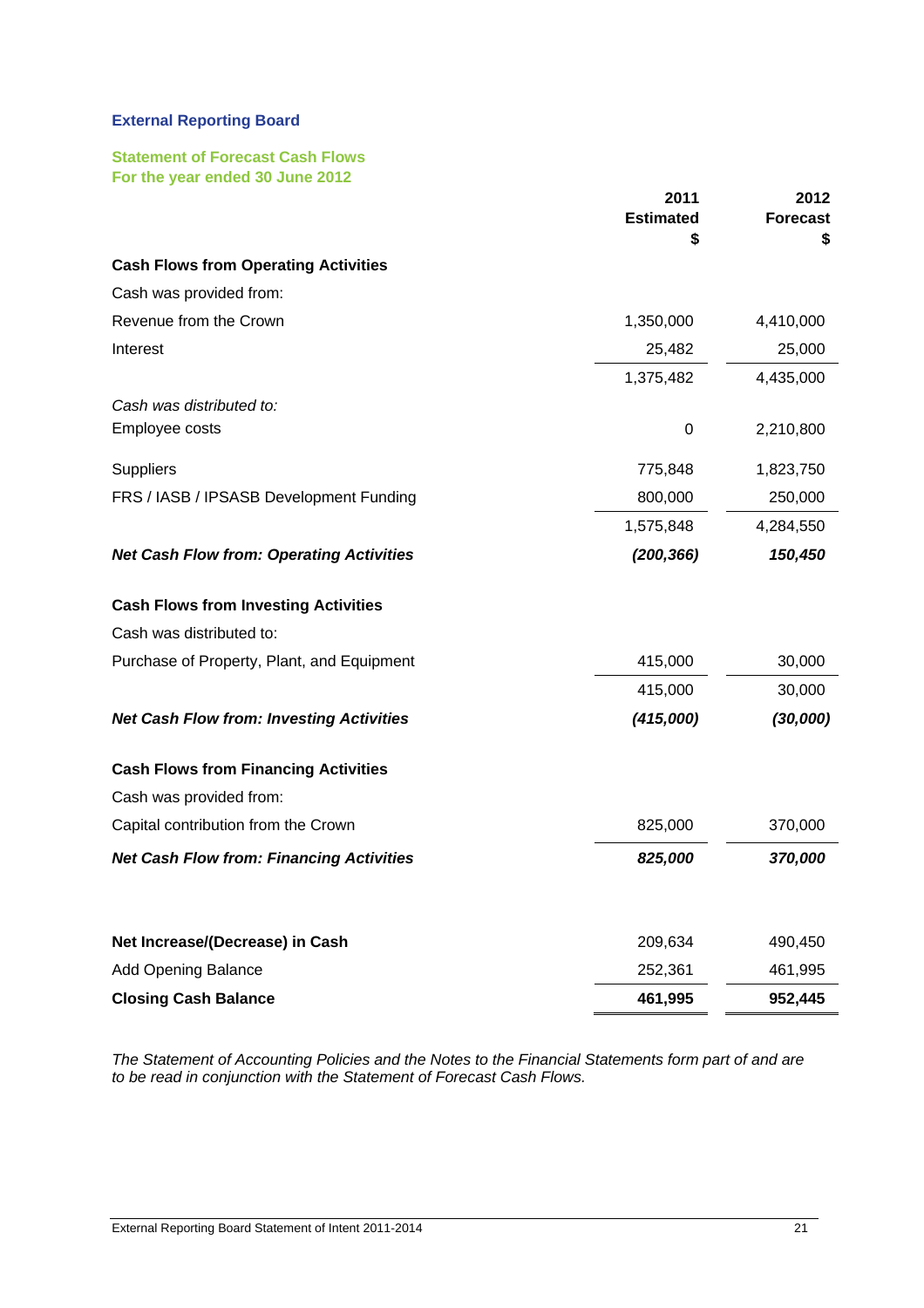**External Reporting Board**

**Statement of Forecast Cash Flows**
**For the year ended 30 June 2012**

| | 2011 Estimated $ | 2012 Forecast $ |
|---|---|---|
| **Cash Flows from Operating Activities** | | |
| Cash was provided from: | | |
| Revenue from the Crown | 1,350,000 | 4,410,000 |
| Interest | 25,482 | 25,000 |
| | 1,375,482 | 4,435,000 |
| *Cash was distributed to:* | | |
| Employee costs | 0 | 2,210,800 |
| Suppliers | 775,848 | 1,823,750 |
| FRS / IASB / IPSASB Development Funding | 800,000 | 250,000 |
| | 1,575,848 | 4,284,550 |
| ***Net Cash Flow from: Operating Activities*** | ***(200,366)*** | ***150,450*** |
| **Cash Flows from Investing Activities** | | |
| Cash was distributed to: | | |
| Purchase of Property, Plant, and Equipment | 415,000 | 30,000 |
| | 415,000 | 30,000 |
| ***Net Cash Flow from: Investing Activities*** | ***(415,000)*** | ***(30,000)*** |
| **Cash Flows from Financing Activities** | | |
| Cash was provided from: | | |
| Capital contribution from the Crown | 825,000 | 370,000 |
| ***Net Cash Flow from: Financing Activities*** | ***825,000*** | ***370,000*** |
| **Net Increase/(Decrease) in Cash** | 209,634 | 490,450 |
| Add Opening Balance | 252,361 | 461,995 |
| **Closing Cash Balance** | **461,995** | **952,445** |

*The Statement of Accounting Policies and the Notes to the Financial Statements form part of and are to be read in conjunction with the Statement of Forecast Cash Flows.*